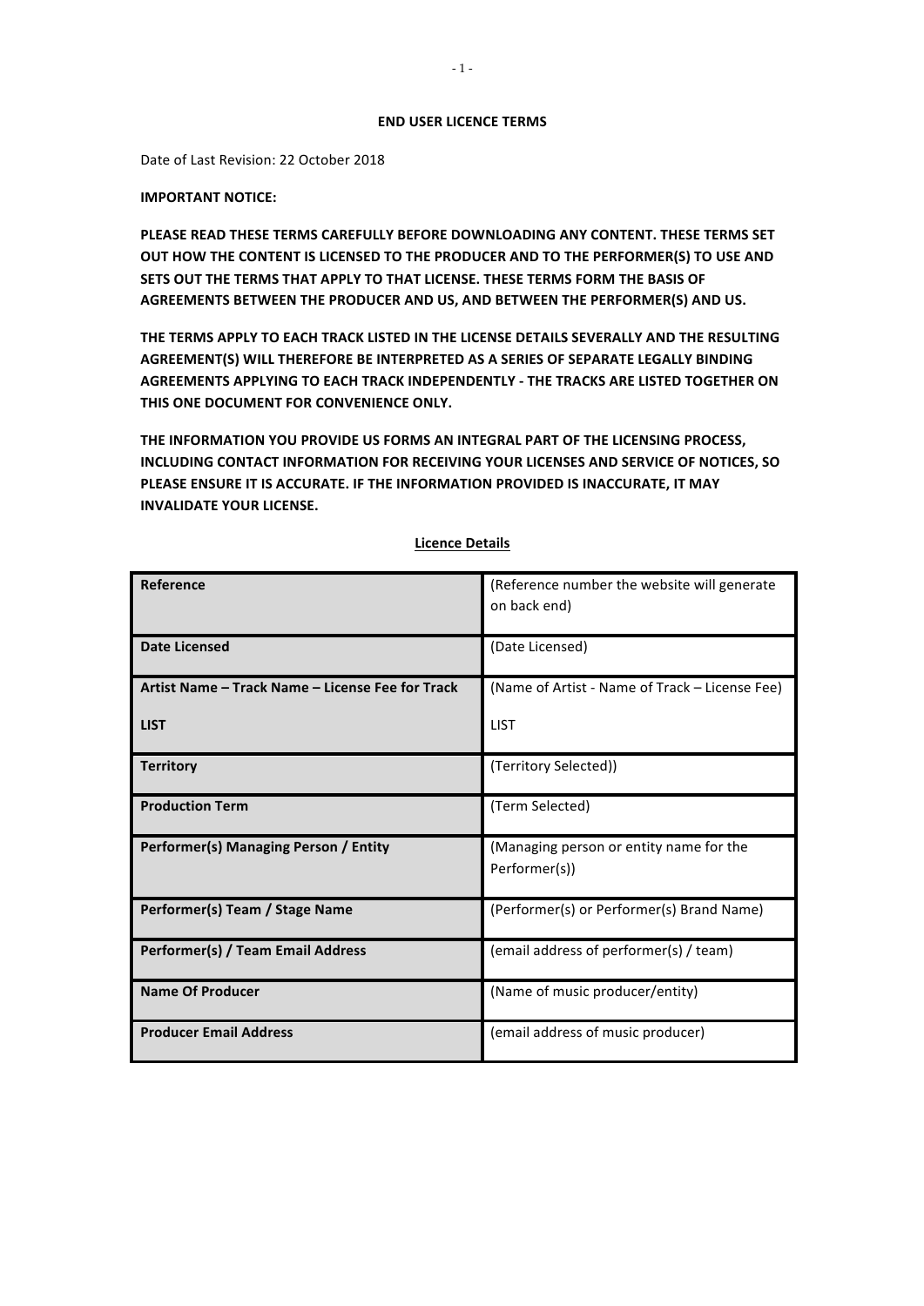# END USER LICENCE TERMS

Date of Last Revision: 22 October 2018

**IMPORTANT NOTICE:**

**PLEASE READ THESE TERMS CAREFULLY BEFORE DOWNLOADING ANY CONTENT. THESE TERMS SET OUT HOW THE CONTENT IS LICENSED TO THE PRODUCER AND TO THE PERFORMER(S) TO USE AND SETS OUT THE TERMS THAT APPLY TO THAT LICENSE. THESE TERMS FORM THE BASIS OF AGREEMENTS BETWEEN THE PRODUCER AND US, AND BETWEEN THE PERFORMER(S) AND US.**

**THE TERMS APPLY TO EACH TRACK LISTED IN THE LICENSE DETAILS SEVERALLY AND THE RESULTING AGREEMENT(S) WILL THEREFORE BE INTERPRETED AS A SERIES OF SEPARATE LEGALLY BINDING AGREEMENTS APPLYING TO EACH TRACK INDEPENDENTLY - THE TRACKS ARE LISTED TOGETHER ON THIS ONE DOCUMENT FOR CONVENIENCE ONLY.**

**THE INFORMATION YOU PROVIDE US FORMS AN INTEGRAL PART OF THE LICENSING PROCESS, INCLUDING CONTACT INFORMATION FOR RECEIVING YOUR LICENSES AND SERVICE OF NOTICES, SO PLEASE ENSURE IT IS ACCURATE. IF THE INFORMATION PROVIDED IS INACCURATE, IT MAY INVALIDATE YOUR LICENSE.**

## Licence Details

| | |
|---|---|
| **Reference** | (Reference number the website will generate on back end) |
| **Date Licensed** | (Date Licensed) |
| **Artist Name – Track Name – License Fee for Track**<br><br>**LIST** | (Name of Artist - Name of Track – License Fee)<br><br>LIST |
| **Territory** | (Territory Selected)) |
| **Production Term** | (Term Selected) |
| **Performer(s) Managing Person / Entity** | (Managing person or entity name for the Performer(s)) |
| **Performer(s) Team / Stage Name** | (Performer(s) or Performer(s) Brand Name) |
| **Performer(s) / Team Email Address** | (email address of performer(s) / team) |
| **Name Of Producer** | (Name of music producer/entity) |
| **Producer Email Address** | (email address of music producer) |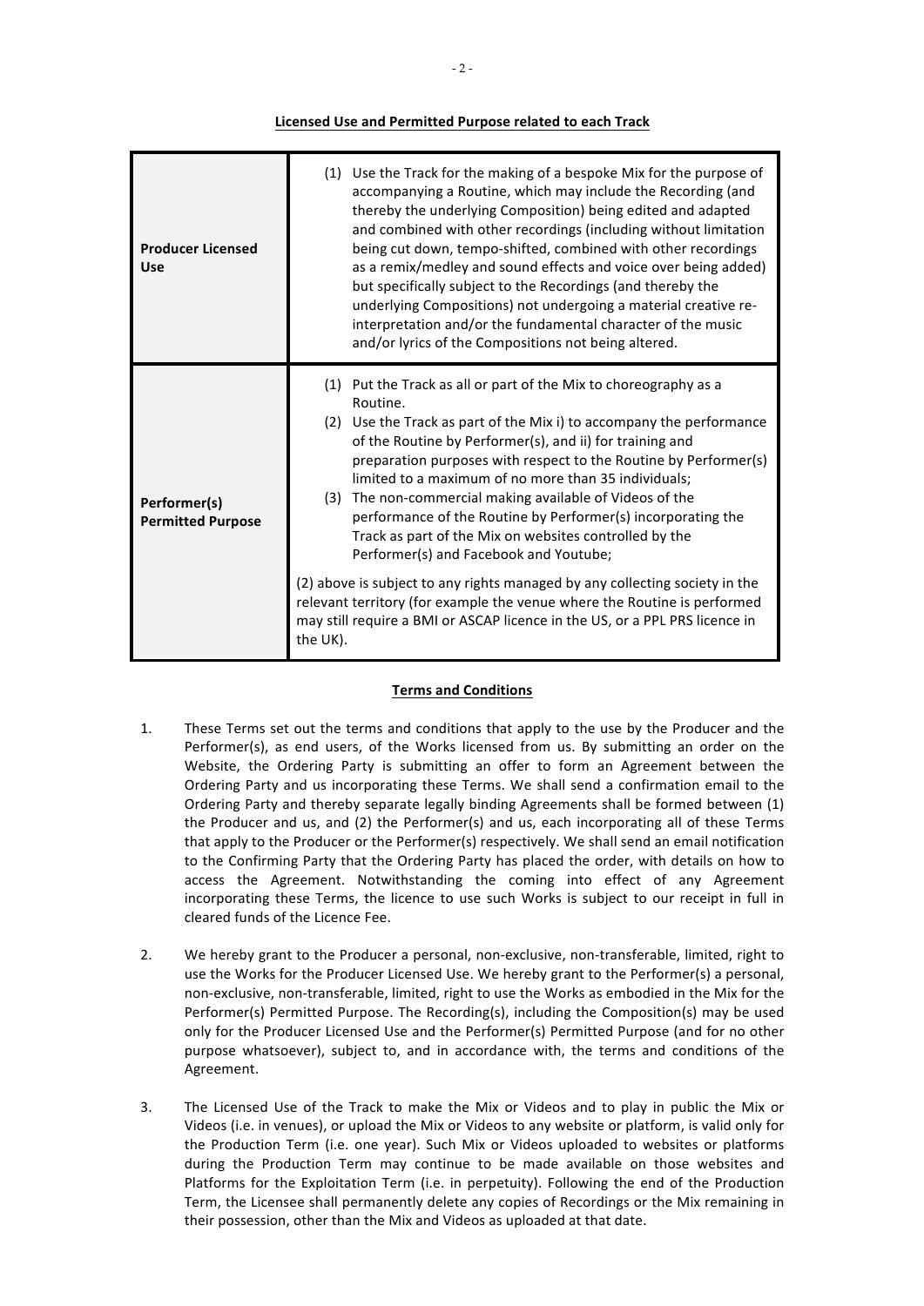**Licensed Use and Permitted Purpose related to each Track**

| | |
|---|---|
| **Producer Licensed Use** | (1) Use the Track for the making of a bespoke Mix for the purpose of accompanying a Routine, which may include the Recording (and thereby the underlying Composition) being edited and adapted and combined with other recordings (including without limitation being cut down, tempo-shifted, combined with other recordings as a remix/medley and sound effects and voice over being added) but specifically subject to the Recordings (and thereby the underlying Compositions) not undergoing a material creative re-interpretation and/or the fundamental character of the music and/or lyrics of the Compositions not being altered. |
| **Performer(s) Permitted Purpose** | (1) Put the Track as all or part of the Mix to choreography as a Routine.<br>(2) Use the Track as part of the Mix i) to accompany the performance of the Routine by Performer(s), and ii) for training and preparation purposes with respect to the Routine by Performer(s) limited to a maximum of no more than 35 individuals;<br>(3) The non-commercial making available of Videos of the performance of the Routine by Performer(s) incorporating the Track as part of the Mix on websites controlled by the Performer(s) and Facebook and Youtube;<br><br>(2) above is subject to any rights managed by any collecting society in the relevant territory (for example the venue where the Routine is performed may still require a BMI or ASCAP licence in the US, or a PPL PRS licence in the UK). |

**Terms and Conditions**

1. These Terms set out the terms and conditions that apply to the use by the Producer and the Performer(s), as end users, of the Works licensed from us. By submitting an order on the Website, the Ordering Party is submitting an offer to form an Agreement between the Ordering Party and us incorporating these Terms. We shall send a confirmation email to the Ordering Party and thereby separate legally binding Agreements shall be formed between (1) the Producer and us, and (2) the Performer(s) and us, each incorporating all of these Terms that apply to the Producer or the Performer(s) respectively. We shall send an email notification to the Confirming Party that the Ordering Party has placed the order, with details on how to access the Agreement. Notwithstanding the coming into effect of any Agreement incorporating these Terms, the licence to use such Works is subject to our receipt in full in cleared funds of the Licence Fee.

2. We hereby grant to the Producer a personal, non-exclusive, non-transferable, limited, right to use the Works for the Producer Licensed Use. We hereby grant to the Performer(s) a personal, non-exclusive, non-transferable, limited, right to use the Works as embodied in the Mix for the Performer(s) Permitted Purpose. The Recording(s), including the Composition(s) may be used only for the Producer Licensed Use and the Performer(s) Permitted Purpose (and for no other purpose whatsoever), subject to, and in accordance with, the terms and conditions of the Agreement.

3. The Licensed Use of the Track to make the Mix or Videos and to play in public the Mix or Videos (i.e. in venues), or upload the Mix or Videos to any website or platform, is valid only for the Production Term (i.e. one year). Such Mix or Videos uploaded to websites or platforms during the Production Term may continue to be made available on those websites and Platforms for the Exploitation Term (i.e. in perpetuity). Following the end of the Production Term, the Licensee shall permanently delete any copies of Recordings or the Mix remaining in their possession, other than the Mix and Videos as uploaded at that date.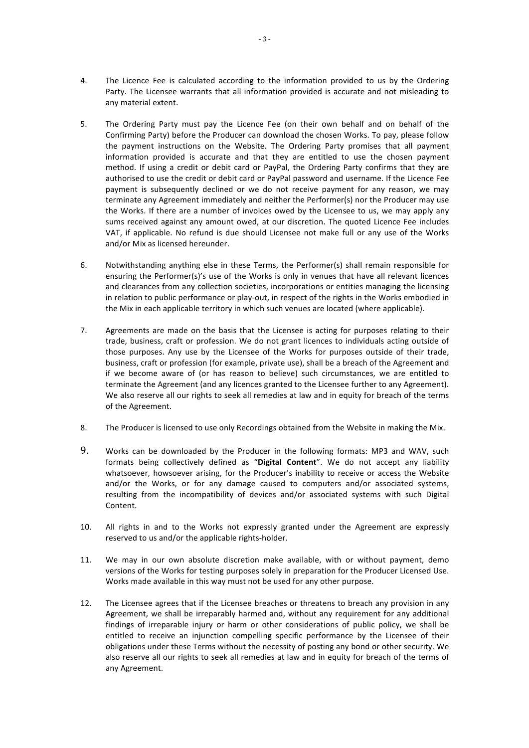4. The Licence Fee is calculated according to the information provided to us by the Ordering Party. The Licensee warrants that all information provided is accurate and not misleading to any material extent.

5. The Ordering Party must pay the Licence Fee (on their own behalf and on behalf of the Confirming Party) before the Producer can download the chosen Works. To pay, please follow the payment instructions on the Website. The Ordering Party promises that all payment information provided is accurate and that they are entitled to use the chosen payment method. If using a credit or debit card or PayPal, the Ordering Party confirms that they are authorised to use the credit or debit card or PayPal password and username. If the Licence Fee payment is subsequently declined or we do not receive payment for any reason, we may terminate any Agreement immediately and neither the Performer(s) nor the Producer may use the Works. If there are a number of invoices owed by the Licensee to us, we may apply any sums received against any amount owed, at our discretion. The quoted Licence Fee includes VAT, if applicable. No refund is due should Licensee not make full or any use of the Works and/or Mix as licensed hereunder.

6. Notwithstanding anything else in these Terms, the Performer(s) shall remain responsible for ensuring the Performer(s)'s use of the Works is only in venues that have all relevant licences and clearances from any collection societies, incorporations or entities managing the licensing in relation to public performance or play-out, in respect of the rights in the Works embodied in the Mix in each applicable territory in which such venues are located (where applicable).

7. Agreements are made on the basis that the Licensee is acting for purposes relating to their trade, business, craft or profession. We do not grant licences to individuals acting outside of those purposes. Any use by the Licensee of the Works for purposes outside of their trade, business, craft or profession (for example, private use), shall be a breach of the Agreement and if we become aware of (or has reason to believe) such circumstances, we are entitled to terminate the Agreement (and any licences granted to the Licensee further to any Agreement). We also reserve all our rights to seek all remedies at law and in equity for breach of the terms of the Agreement.

8. The Producer is licensed to use only Recordings obtained from the Website in making the Mix.

9. Works can be downloaded by the Producer in the following formats: MP3 and WAV, such formats being collectively defined as "**Digital Content**". We do not accept any liability whatsoever, howsoever arising, for the Producer's inability to receive or access the Website and/or the Works, or for any damage caused to computers and/or associated systems, resulting from the incompatibility of devices and/or associated systems with such Digital Content.

10. All rights in and to the Works not expressly granted under the Agreement are expressly reserved to us and/or the applicable rights-holder.

11. We may in our own absolute discretion make available, with or without payment, demo versions of the Works for testing purposes solely in preparation for the Producer Licensed Use. Works made available in this way must not be used for any other purpose.

12. The Licensee agrees that if the Licensee breaches or threatens to breach any provision in any Agreement, we shall be irreparably harmed and, without any requirement for any additional findings of irreparable injury or harm or other considerations of public policy, we shall be entitled to receive an injunction compelling specific performance by the Licensee of their obligations under these Terms without the necessity of posting any bond or other security. We also reserve all our rights to seek all remedies at law and in equity for breach of the terms of any Agreement.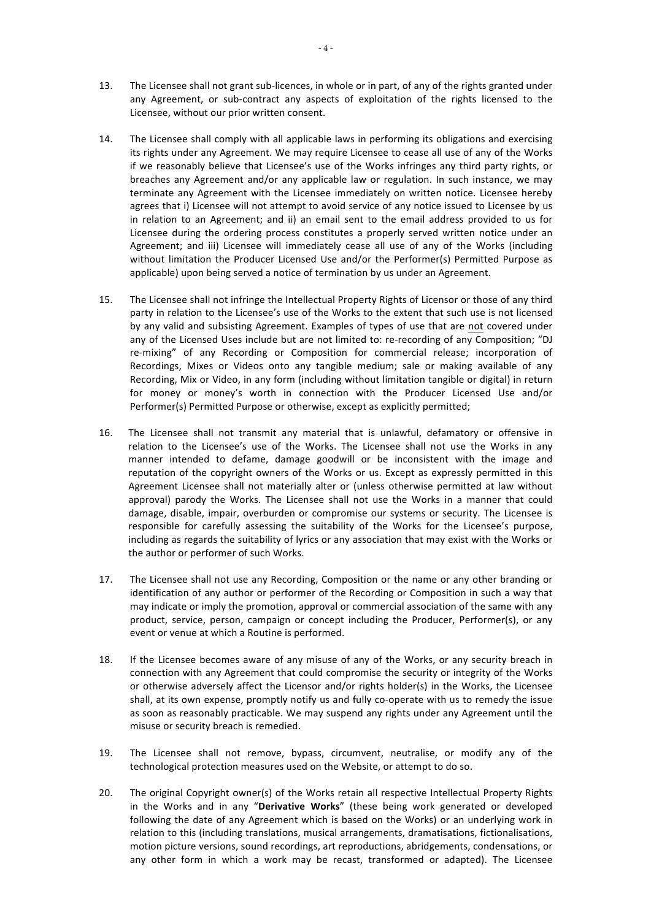13. The Licensee shall not grant sub-licences, in whole or in part, of any of the rights granted under any Agreement, or sub-contract any aspects of exploitation of the rights licensed to the Licensee, without our prior written consent.

14. The Licensee shall comply with all applicable laws in performing its obligations and exercising its rights under any Agreement. We may require Licensee to cease all use of any of the Works if we reasonably believe that Licensee's use of the Works infringes any third party rights, or breaches any Agreement and/or any applicable law or regulation. In such instance, we may terminate any Agreement with the Licensee immediately on written notice. Licensee hereby agrees that i) Licensee will not attempt to avoid service of any notice issued to Licensee by us in relation to an Agreement; and ii) an email sent to the email address provided to us for Licensee during the ordering process constitutes a properly served written notice under an Agreement; and iii) Licensee will immediately cease all use of any of the Works (including without limitation the Producer Licensed Use and/or the Performer(s) Permitted Purpose as applicable) upon being served a notice of termination by us under an Agreement.

15. The Licensee shall not infringe the Intellectual Property Rights of Licensor or those of any third party in relation to the Licensee's use of the Works to the extent that such use is not licensed by any valid and subsisting Agreement. Examples of types of use that are <u>not</u> covered under any of the Licensed Uses include but are not limited to: re-recording of any Composition; "DJ re-mixing" of any Recording or Composition for commercial release; incorporation of Recordings, Mixes or Videos onto any tangible medium; sale or making available of any Recording, Mix or Video, in any form (including without limitation tangible or digital) in return for money or money's worth in connection with the Producer Licensed Use and/or Performer(s) Permitted Purpose or otherwise, except as explicitly permitted;

16. The Licensee shall not transmit any material that is unlawful, defamatory or offensive in relation to the Licensee's use of the Works. The Licensee shall not use the Works in any manner intended to defame, damage goodwill or be inconsistent with the image and reputation of the copyright owners of the Works or us. Except as expressly permitted in this Agreement Licensee shall not materially alter or (unless otherwise permitted at law without approval) parody the Works. The Licensee shall not use the Works in a manner that could damage, disable, impair, overburden or compromise our systems or security. The Licensee is responsible for carefully assessing the suitability of the Works for the Licensee's purpose, including as regards the suitability of lyrics or any association that may exist with the Works or the author or performer of such Works.

17. The Licensee shall not use any Recording, Composition or the name or any other branding or identification of any author or performer of the Recording or Composition in such a way that may indicate or imply the promotion, approval or commercial association of the same with any product, service, person, campaign or concept including the Producer, Performer(s), or any event or venue at which a Routine is performed.

18. If the Licensee becomes aware of any misuse of any of the Works, or any security breach in connection with any Agreement that could compromise the security or integrity of the Works or otherwise adversely affect the Licensor and/or rights holder(s) in the Works, the Licensee shall, at its own expense, promptly notify us and fully co-operate with us to remedy the issue as soon as reasonably practicable. We may suspend any rights under any Agreement until the misuse or security breach is remedied.

19. The Licensee shall not remove, bypass, circumvent, neutralise, or modify any of the technological protection measures used on the Website, or attempt to do so.

20. The original Copyright owner(s) of the Works retain all respective Intellectual Property Rights in the Works and in any "**Derivative Works**" (these being work generated or developed following the date of any Agreement which is based on the Works) or an underlying work in relation to this (including translations, musical arrangements, dramatisations, fictionalisations, motion picture versions, sound recordings, art reproductions, abridgements, condensations, or any other form in which a work may be recast, transformed or adapted). The Licensee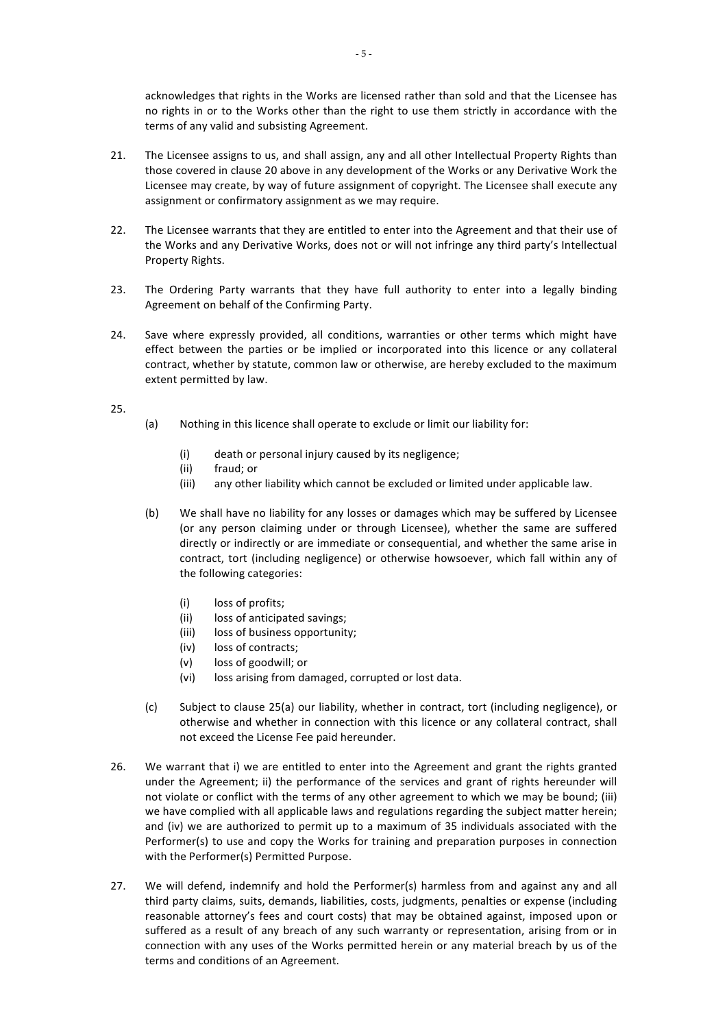acknowledges that rights in the Works are licensed rather than sold and that the Licensee has no rights in or to the Works other than the right to use them strictly in accordance with the terms of any valid and subsisting Agreement.

21. The Licensee assigns to us, and shall assign, any and all other Intellectual Property Rights than those covered in clause 20 above in any development of the Works or any Derivative Work the Licensee may create, by way of future assignment of copyright. The Licensee shall execute any assignment or confirmatory assignment as we may require.

22. The Licensee warrants that they are entitled to enter into the Agreement and that their use of the Works and any Derivative Works, does not or will not infringe any third party's Intellectual Property Rights.

23. The Ordering Party warrants that they have full authority to enter into a legally binding Agreement on behalf of the Confirming Party.

24. Save where expressly provided, all conditions, warranties or other terms which might have effect between the parties or be implied or incorporated into this licence or any collateral contract, whether by statute, common law or otherwise, are hereby excluded to the maximum extent permitted by law.

25.
    (a) Nothing in this licence shall operate to exclude or limit our liability for:

        (i) death or personal injury caused by its negligence;
        (ii) fraud; or
        (iii) any other liability which cannot be excluded or limited under applicable law.

    (b) We shall have no liability for any losses or damages which may be suffered by Licensee (or any person claiming under or through Licensee), whether the same are suffered directly or indirectly or are immediate or consequential, and whether the same arise in contract, tort (including negligence) or otherwise howsoever, which fall within any of the following categories:

        (i) loss of profits;
        (ii) loss of anticipated savings;
        (iii) loss of business opportunity;
        (iv) loss of contracts;
        (v) loss of goodwill; or
        (vi) loss arising from damaged, corrupted or lost data.

    (c) Subject to clause 25(a) our liability, whether in contract, tort (including negligence), or otherwise and whether in connection with this licence or any collateral contract, shall not exceed the License Fee paid hereunder.

26. We warrant that i) we are entitled to enter into the Agreement and grant the rights granted under the Agreement; ii) the performance of the services and grant of rights hereunder will not violate or conflict with the terms of any other agreement to which we may be bound; (iii) we have complied with all applicable laws and regulations regarding the subject matter herein; and (iv) we are authorized to permit up to a maximum of 35 individuals associated with the Performer(s) to use and copy the Works for training and preparation purposes in connection with the Performer(s) Permitted Purpose.

27. We will defend, indemnify and hold the Performer(s) harmless from and against any and all third party claims, suits, demands, liabilities, costs, judgments, penalties or expense (including reasonable attorney's fees and court costs) that may be obtained against, imposed upon or suffered as a result of any breach of any such warranty or representation, arising from or in connection with any uses of the Works permitted herein or any material breach by us of the terms and conditions of an Agreement.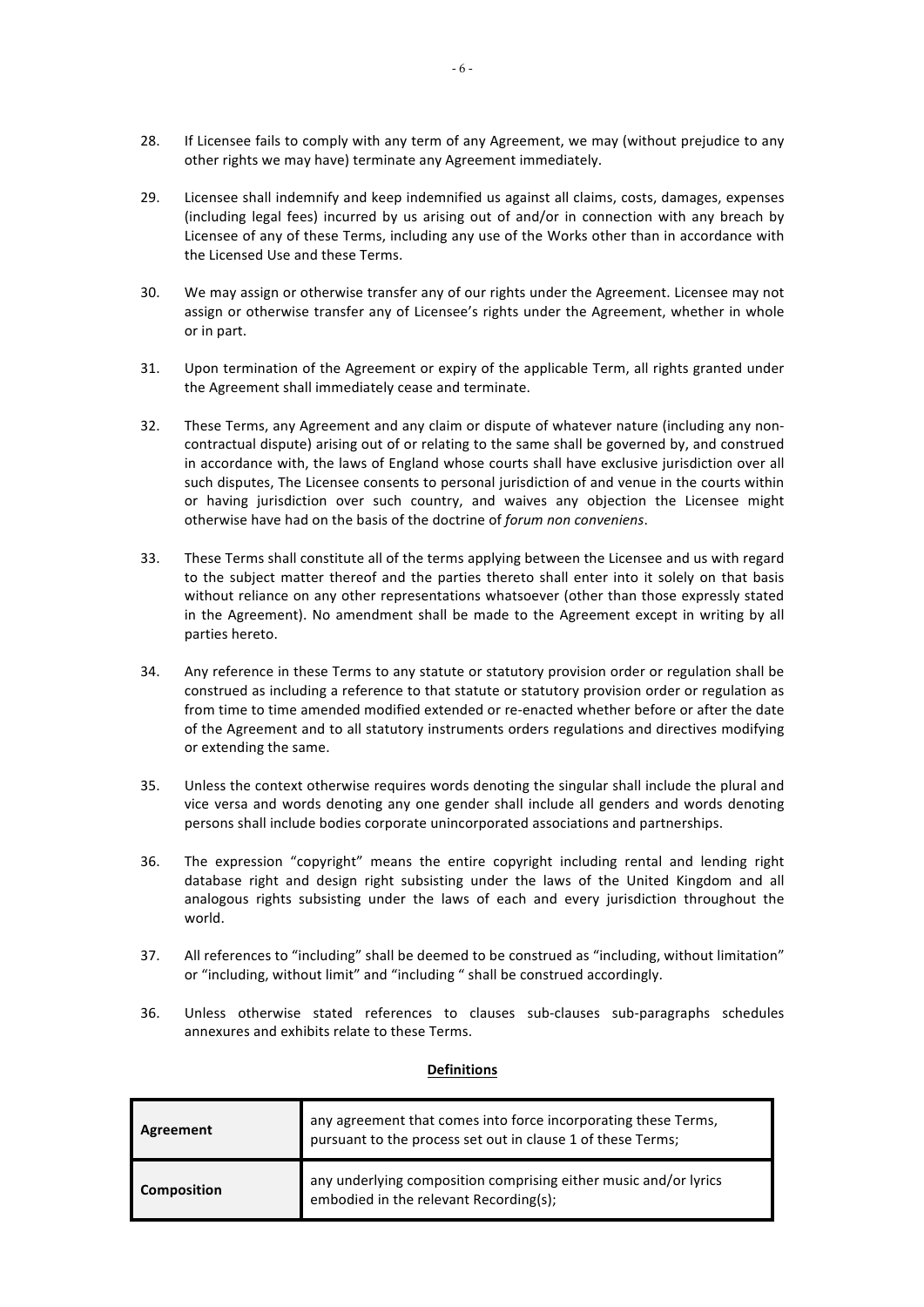28. If Licensee fails to comply with any term of any Agreement, we may (without prejudice to any other rights we may have) terminate any Agreement immediately.

29. Licensee shall indemnify and keep indemnified us against all claims, costs, damages, expenses (including legal fees) incurred by us arising out of and/or in connection with any breach by Licensee of any of these Terms, including any use of the Works other than in accordance with the Licensed Use and these Terms.

30. We may assign or otherwise transfer any of our rights under the Agreement. Licensee may not assign or otherwise transfer any of Licensee's rights under the Agreement, whether in whole or in part.

31. Upon termination of the Agreement or expiry of the applicable Term, all rights granted under the Agreement shall immediately cease and terminate.

32. These Terms, any Agreement and any claim or dispute of whatever nature (including any non-contractual dispute) arising out of or relating to the same shall be governed by, and construed in accordance with, the laws of England whose courts shall have exclusive jurisdiction over all such disputes, The Licensee consents to personal jurisdiction of and venue in the courts within or having jurisdiction over such country, and waives any objection the Licensee might otherwise have had on the basis of the doctrine of *forum non conveniens*.

33. These Terms shall constitute all of the terms applying between the Licensee and us with regard to the subject matter thereof and the parties thereto shall enter into it solely on that basis without reliance on any other representations whatsoever (other than those expressly stated in the Agreement). No amendment shall be made to the Agreement except in writing by all parties hereto.

34. Any reference in these Terms to any statute or statutory provision order or regulation shall be construed as including a reference to that statute or statutory provision order or regulation as from time to time amended modified extended or re-enacted whether before or after the date of the Agreement and to all statutory instruments orders regulations and directives modifying or extending the same.

35. Unless the context otherwise requires words denoting the singular shall include the plural and vice versa and words denoting any one gender shall include all genders and words denoting persons shall include bodies corporate unincorporated associations and partnerships.

36. The expression "copyright" means the entire copyright including rental and lending right database right and design right subsisting under the laws of the United Kingdom and all analogous rights subsisting under the laws of each and every jurisdiction throughout the world.

37. All references to "including" shall be deemed to be construed as "including, without limitation" or "including, without limit" and "including " shall be construed accordingly.

36. Unless otherwise stated references to clauses sub-clauses sub-paragraphs schedules annexures and exhibits relate to these Terms.

## Definitions

| | |
|---|---|
| **Agreement** | any agreement that comes into force incorporating these Terms, pursuant to the process set out in clause 1 of these Terms; |
| **Composition** | any underlying composition comprising either music and/or lyrics embodied in the relevant Recording(s); |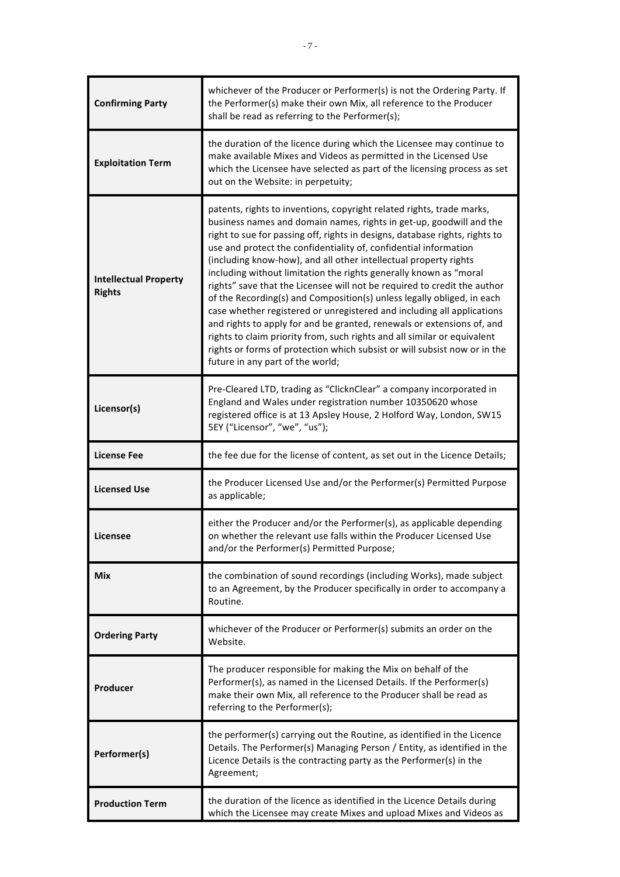| | |
|---|---|
| **Confirming Party** | whichever of the Producer or Performer(s) is not the Ordering Party. If the Performer(s) make their own Mix, all reference to the Producer shall be read as referring to the Performer(s); |
| **Exploitation Term** | the duration of the licence during which the Licensee may continue to make available Mixes and Videos as permitted in the Licensed Use which the Licensee have selected as part of the licensing process as set out on the Website: in perpetuity; |
| **Intellectual Property Rights** | patents, rights to inventions, copyright related rights, trade marks, business names and domain names, rights in get-up, goodwill and the right to sue for passing off, rights in designs, database rights, rights to use and protect the confidentiality of, confidential information (including know-how), and all other intellectual property rights including without limitation the rights generally known as "moral rights" save that the Licensee will not be required to credit the author of the Recording(s) and Composition(s) unless legally obliged, in each case whether registered or unregistered and including all applications and rights to apply for and be granted, renewals or extensions of, and rights to claim priority from, such rights and all similar or equivalent rights or forms of protection which subsist or will subsist now or in the future in any part of the world; |
| **Licensor(s)** | Pre-Cleared LTD, trading as "ClicknClear" a company incorporated in England and Wales under registration number 10350620 whose registered office is at 13 Apsley House, 2 Holford Way, London, SW15 5EY ("Licensor", "we", "us"); |
| **License Fee** | the fee due for the license of content, as set out in the Licence Details; |
| **Licensed Use** | the Producer Licensed Use and/or the Performer(s) Permitted Purpose as applicable; |
| **Licensee** | either the Producer and/or the Performer(s), as applicable depending on whether the relevant use falls within the Producer Licensed Use and/or the Performer(s) Permitted Purpose; |
| **Mix** | the combination of sound recordings (including Works), made subject to an Agreement, by the Producer specifically in order to accompany a Routine. |
| **Ordering Party** | whichever of the Producer or Performer(s) submits an order on the Website. |
| **Producer** | The producer responsible for making the Mix on behalf of the Performer(s), as named in the Licensed Details. If the Performer(s) make their own Mix, all reference to the Producer shall be read as referring to the Performer(s); |
| **Performer(s)** | the performer(s) carrying out the Routine, as identified in the Licence Details. The Performer(s) Managing Person / Entity, as identified in the Licence Details is the contracting party as the Performer(s) in the Agreement; |
| **Production Term** | the duration of the licence as identified in the Licence Details during which the Licensee may create Mixes and upload Mixes and Videos as |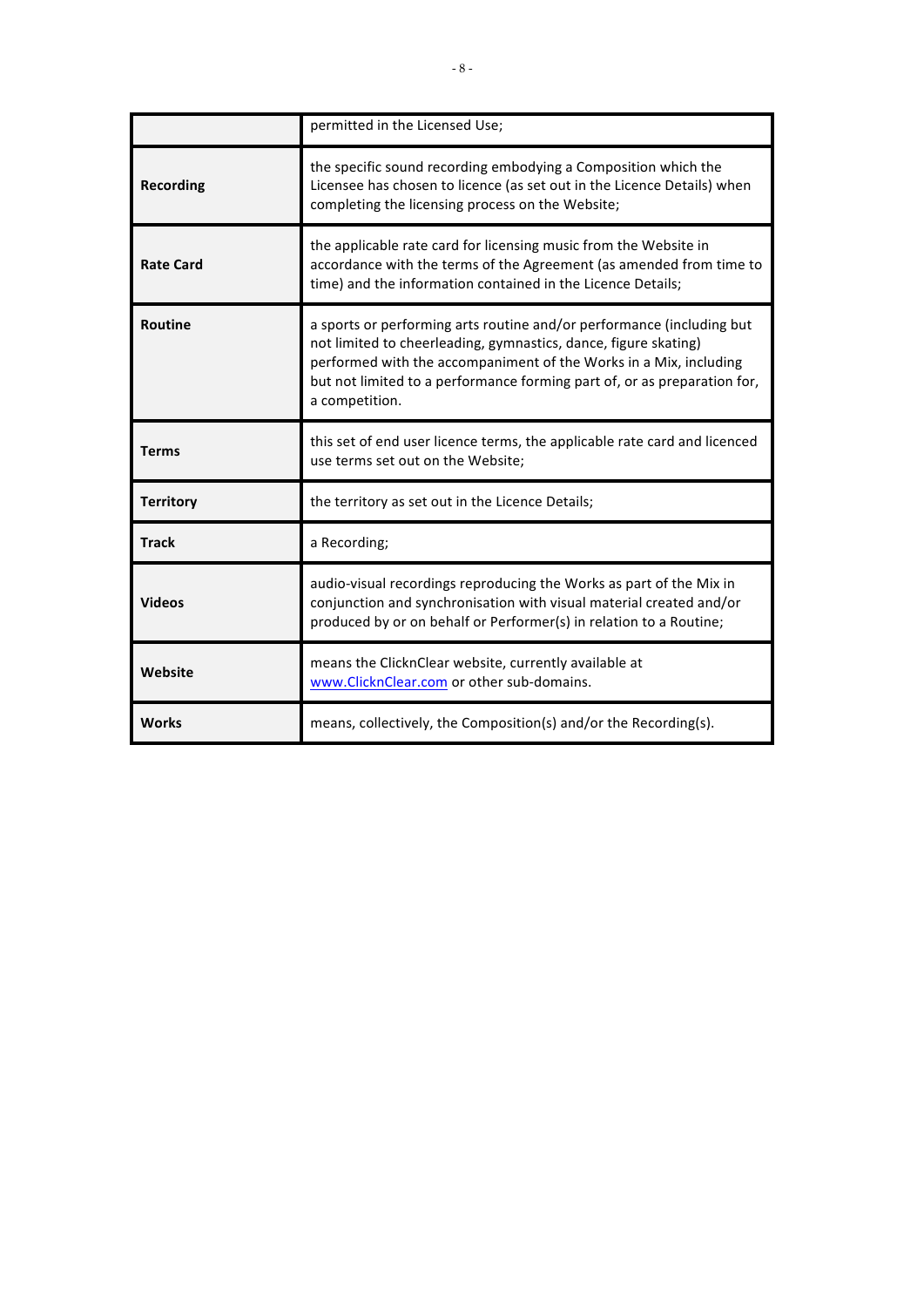| | |
|---|---|
| | permitted in the Licensed Use; |
| **Recording** | the specific sound recording embodying a Composition which the Licensee has chosen to licence (as set out in the Licence Details) when completing the licensing process on the Website; |
| **Rate Card** | the applicable rate card for licensing music from the Website in accordance with the terms of the Agreement (as amended from time to time) and the information contained in the Licence Details; |
| **Routine** | a sports or performing arts routine and/or performance (including but not limited to cheerleading, gymnastics, dance, figure skating) performed with the accompaniment of the Works in a Mix, including but not limited to a performance forming part of, or as preparation for, a competition. |
| **Terms** | this set of end user licence terms, the applicable rate card and licenced use terms set out on the Website; |
| **Territory** | the territory as set out in the Licence Details; |
| **Track** | a Recording; |
| **Videos** | audio-visual recordings reproducing the Works as part of the Mix in conjunction and synchronisation with visual material created and/or produced by or on behalf or Performer(s) in relation to a Routine; |
| **Website** | means the ClicknClear website, currently available at www.ClicknClear.com or other sub-domains. |
| **Works** | means, collectively, the Composition(s) and/or the Recording(s). |